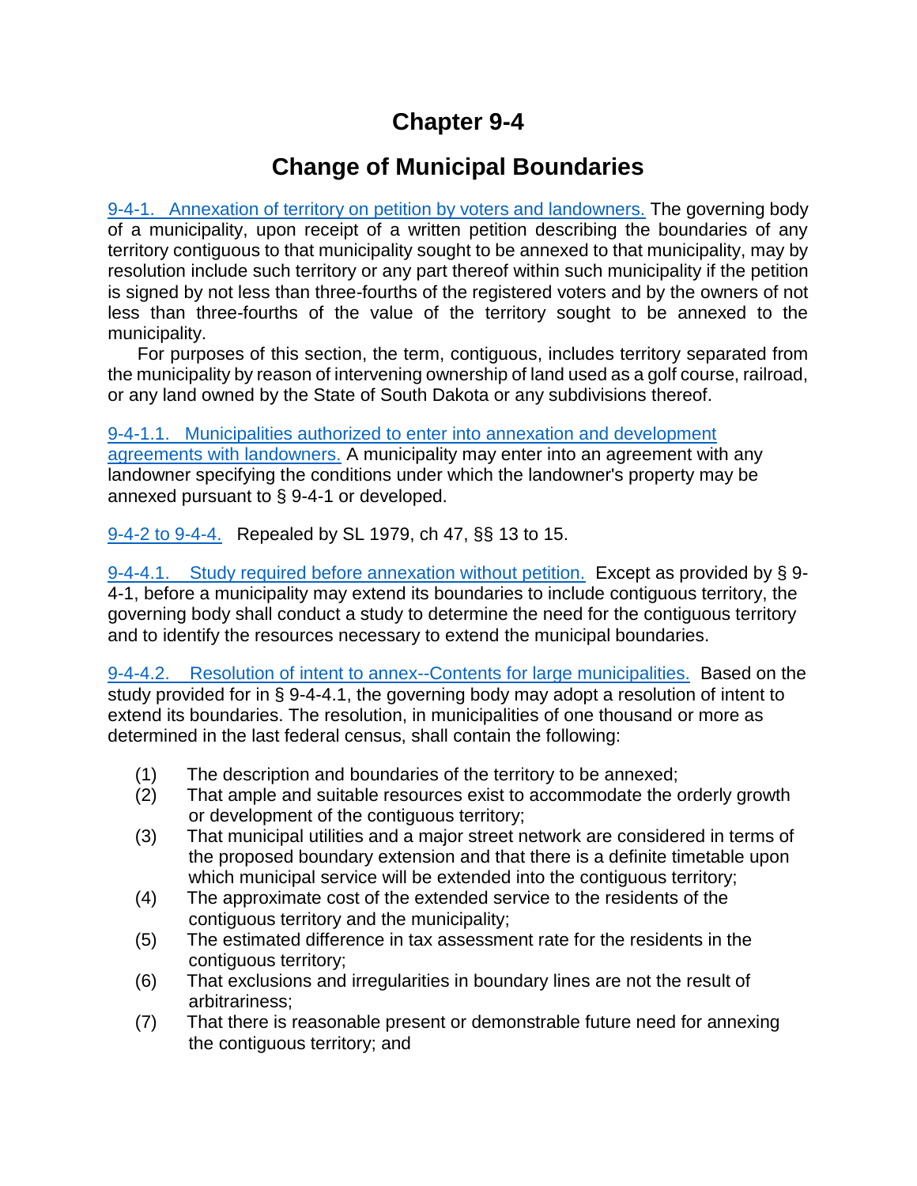# Chapter 9-4

## Change of Municipal Boundaries

9-4-1. Annexation of territory on petition by voters and landowners. The governing body of a municipality, upon receipt of a written petition describing the boundaries of any territory contiguous to that municipality sought to be annexed to that municipality, may by resolution include such territory or any part thereof within such municipality if the petition is signed by not less than three-fourths of the registered voters and by the owners of not less than three-fourths of the value of the territory sought to be annexed to the municipality.

For purposes of this section, the term, contiguous, includes territory separated from the municipality by reason of intervening ownership of land used as a golf course, railroad, or any land owned by the State of South Dakota or any subdivisions thereof.

9-4-1.1. Municipalities authorized to enter into annexation and development agreements with landowners. A municipality may enter into an agreement with any landowner specifying the conditions under which the landowner's property may be annexed pursuant to § 9-4-1 or developed.

9-4-2 to 9-4-4. Repealed by SL 1979, ch 47, §§ 13 to 15.

9-4-4.1. Study required before annexation without petition. Except as provided by § 9-4-1, before a municipality may extend its boundaries to include contiguous territory, the governing body shall conduct a study to determine the need for the contiguous territory and to identify the resources necessary to extend the municipal boundaries.

9-4-4.2. Resolution of intent to annex--Contents for large municipalities. Based on the study provided for in § 9-4-4.1, the governing body may adopt a resolution of intent to extend its boundaries. The resolution, in municipalities of one thousand or more as determined in the last federal census, shall contain the following:

(1) The description and boundaries of the territory to be annexed;
(2) That ample and suitable resources exist to accommodate the orderly growth or development of the contiguous territory;
(3) That municipal utilities and a major street network are considered in terms of the proposed boundary extension and that there is a definite timetable upon which municipal service will be extended into the contiguous territory;
(4) The approximate cost of the extended service to the residents of the contiguous territory and the municipality;
(5) The estimated difference in tax assessment rate for the residents in the contiguous territory;
(6) That exclusions and irregularities in boundary lines are not the result of arbitrariness;
(7) That there is reasonable present or demonstrable future need for annexing the contiguous territory; and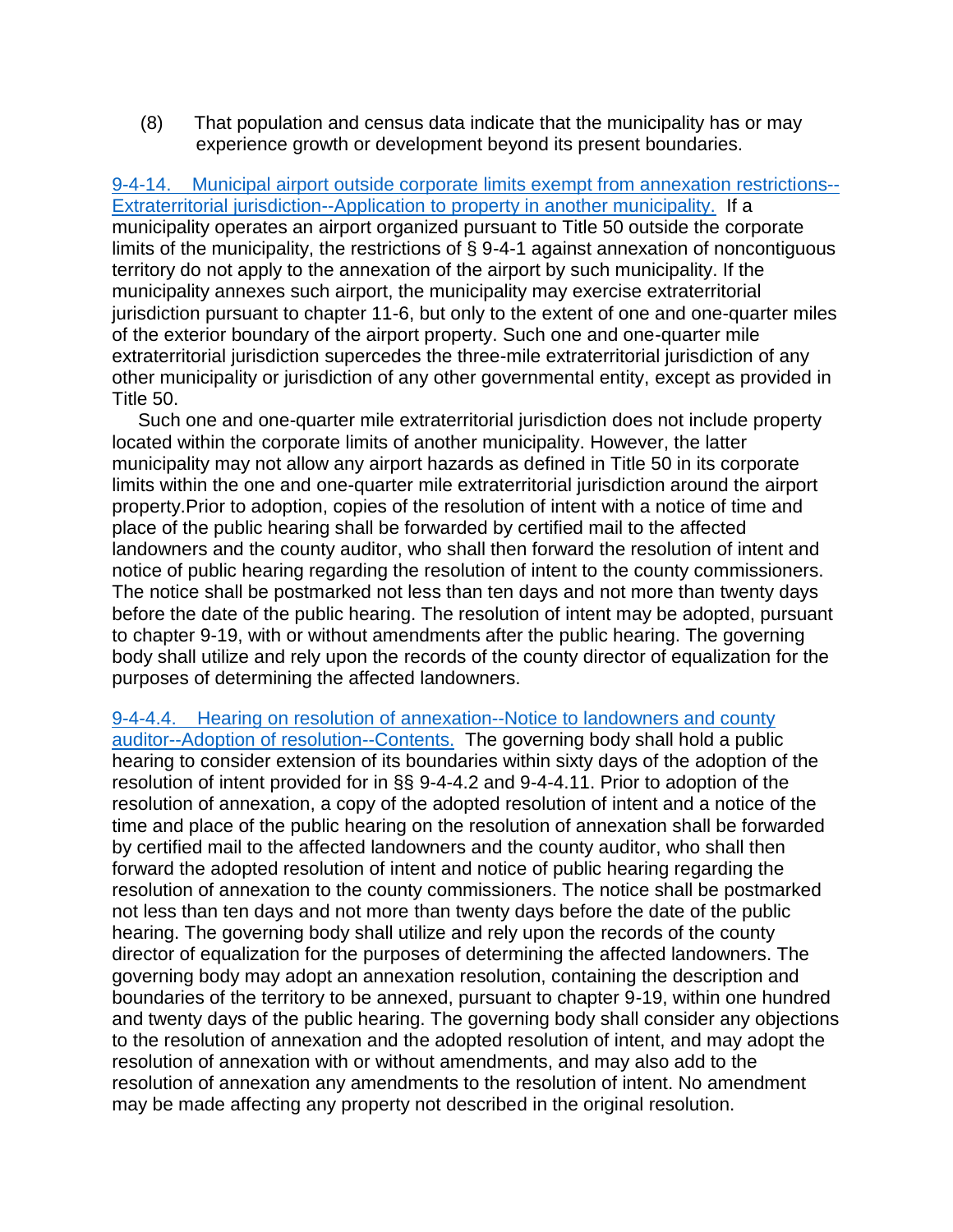(8) That population and census data indicate that the municipality has or may experience growth or development beyond its present boundaries.

9-4-14. Municipal airport outside corporate limits exempt from annexation restrictions--Extraterritorial jurisdiction--Application to property in another municipality. If a municipality operates an airport organized pursuant to Title 50 outside the corporate limits of the municipality, the restrictions of § 9-4-1 against annexation of noncontiguous territory do not apply to the annexation of the airport by such municipality. If the municipality annexes such airport, the municipality may exercise extraterritorial jurisdiction pursuant to chapter 11-6, but only to the extent of one and one-quarter miles of the exterior boundary of the airport property. Such one and one-quarter mile extraterritorial jurisdiction supercedes the three-mile extraterritorial jurisdiction of any other municipality or jurisdiction of any other governmental entity, except as provided in Title 50.

Such one and one-quarter mile extraterritorial jurisdiction does not include property located within the corporate limits of another municipality. However, the latter municipality may not allow any airport hazards as defined in Title 50 in its corporate limits within the one and one-quarter mile extraterritorial jurisdiction around the airport property.Prior to adoption, copies of the resolution of intent with a notice of time and place of the public hearing shall be forwarded by certified mail to the affected landowners and the county auditor, who shall then forward the resolution of intent and notice of public hearing regarding the resolution of intent to the county commissioners. The notice shall be postmarked not less than ten days and not more than twenty days before the date of the public hearing. The resolution of intent may be adopted, pursuant to chapter 9-19, with or without amendments after the public hearing. The governing body shall utilize and rely upon the records of the county director of equalization for the purposes of determining the affected landowners.

9-4-4.4. Hearing on resolution of annexation--Notice to landowners and county auditor--Adoption of resolution--Contents. The governing body shall hold a public hearing to consider extension of its boundaries within sixty days of the adoption of the resolution of intent provided for in §§ 9-4-4.2 and 9-4-4.11. Prior to adoption of the resolution of annexation, a copy of the adopted resolution of intent and a notice of the time and place of the public hearing on the resolution of annexation shall be forwarded by certified mail to the affected landowners and the county auditor, who shall then forward the adopted resolution of intent and notice of public hearing regarding the resolution of annexation to the county commissioners. The notice shall be postmarked not less than ten days and not more than twenty days before the date of the public hearing. The governing body shall utilize and rely upon the records of the county director of equalization for the purposes of determining the affected landowners. The governing body may adopt an annexation resolution, containing the description and boundaries of the territory to be annexed, pursuant to chapter 9-19, within one hundred and twenty days of the public hearing. The governing body shall consider any objections to the resolution of annexation and the adopted resolution of intent, and may adopt the resolution of annexation with or without amendments, and may also add to the resolution of annexation any amendments to the resolution of intent. No amendment may be made affecting any property not described in the original resolution.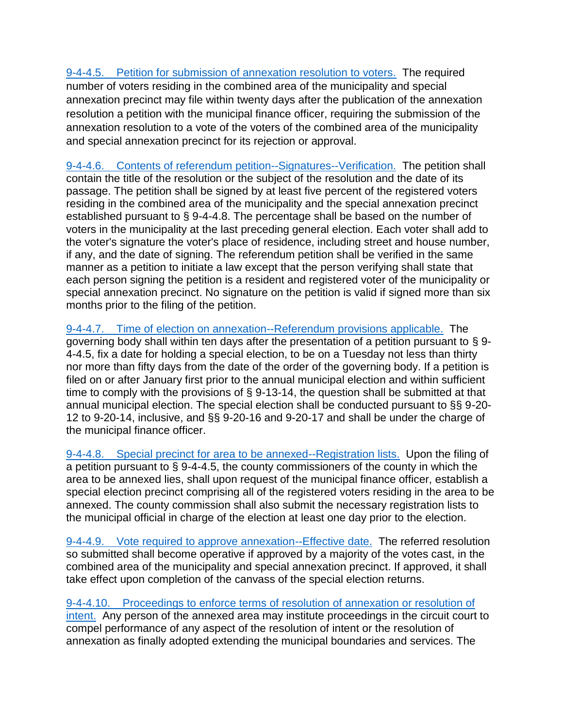9-4-4.5. Petition for submission of annexation resolution to voters. The required number of voters residing in the combined area of the municipality and special annexation precinct may file within twenty days after the publication of the annexation resolution a petition with the municipal finance officer, requiring the submission of the annexation resolution to a vote of the voters of the combined area of the municipality and special annexation precinct for its rejection or approval.

9-4-4.6. Contents of referendum petition--Signatures--Verification. The petition shall contain the title of the resolution or the subject of the resolution and the date of its passage. The petition shall be signed by at least five percent of the registered voters residing in the combined area of the municipality and the special annexation precinct established pursuant to § 9-4-4.8. The percentage shall be based on the number of voters in the municipality at the last preceding general election. Each voter shall add to the voter's signature the voter's place of residence, including street and house number, if any, and the date of signing. The referendum petition shall be verified in the same manner as a petition to initiate a law except that the person verifying shall state that each person signing the petition is a resident and registered voter of the municipality or special annexation precinct. No signature on the petition is valid if signed more than six months prior to the filing of the petition.

9-4-4.7. Time of election on annexation--Referendum provisions applicable. The governing body shall within ten days after the presentation of a petition pursuant to § 9-4-4.5, fix a date for holding a special election, to be on a Tuesday not less than thirty nor more than fifty days from the date of the order of the governing body. If a petition is filed on or after January first prior to the annual municipal election and within sufficient time to comply with the provisions of § 9-13-14, the question shall be submitted at that annual municipal election. The special election shall be conducted pursuant to §§ 9-20-12 to 9-20-14, inclusive, and §§ 9-20-16 and 9-20-17 and shall be under the charge of the municipal finance officer.

9-4-4.8. Special precinct for area to be annexed--Registration lists. Upon the filing of a petition pursuant to § 9-4-4.5, the county commissioners of the county in which the area to be annexed lies, shall upon request of the municipal finance officer, establish a special election precinct comprising all of the registered voters residing in the area to be annexed. The county commission shall also submit the necessary registration lists to the municipal official in charge of the election at least one day prior to the election.

9-4-4.9. Vote required to approve annexation--Effective date. The referred resolution so submitted shall become operative if approved by a majority of the votes cast, in the combined area of the municipality and special annexation precinct. If approved, it shall take effect upon completion of the canvass of the special election returns.

9-4-4.10. Proceedings to enforce terms of resolution of annexation or resolution of intent. Any person of the annexed area may institute proceedings in the circuit court to compel performance of any aspect of the resolution of intent or the resolution of annexation as finally adopted extending the municipal boundaries and services. The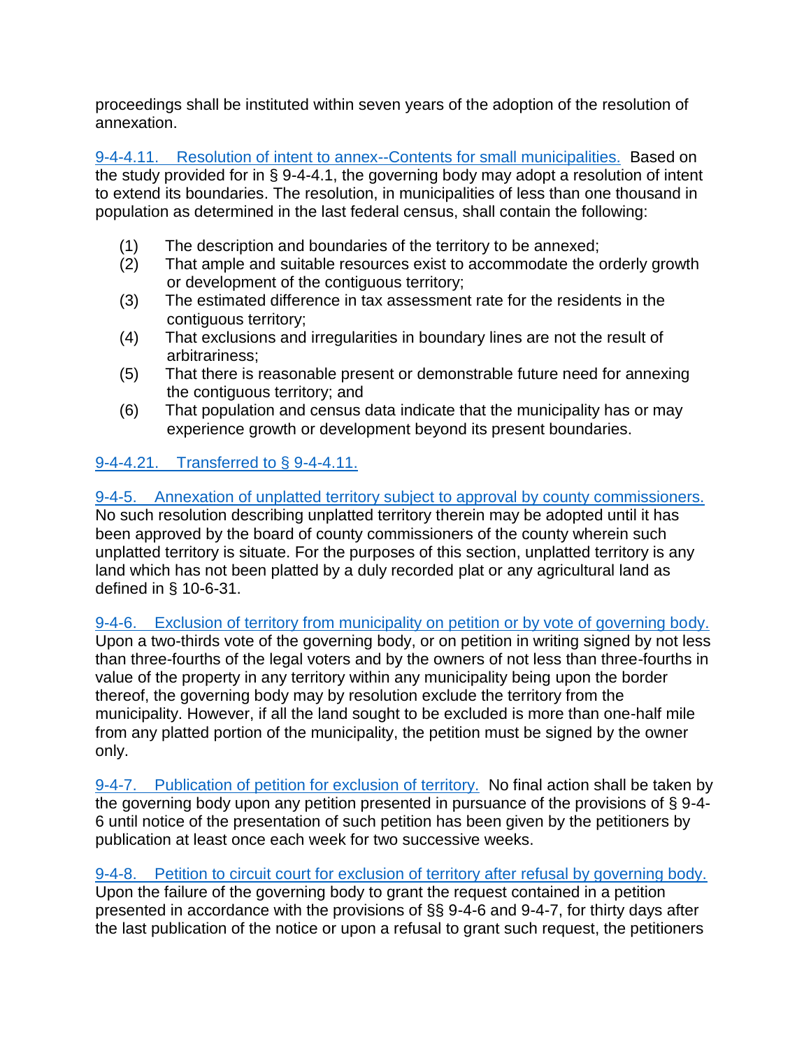proceedings shall be instituted within seven years of the adoption of the resolution of annexation.

9-4-4.11. Resolution of intent to annex--Contents for small municipalities. Based on the study provided for in § 9-4-4.1, the governing body may adopt a resolution of intent to extend its boundaries. The resolution, in municipalities of less than one thousand in population as determined in the last federal census, shall contain the following:

(1) The description and boundaries of the territory to be annexed;
(2) That ample and suitable resources exist to accommodate the orderly growth or development of the contiguous territory;
(3) The estimated difference in tax assessment rate for the residents in the contiguous territory;
(4) That exclusions and irregularities in boundary lines are not the result of arbitrariness;
(5) That there is reasonable present or demonstrable future need for annexing the contiguous territory; and
(6) That population and census data indicate that the municipality has or may experience growth or development beyond its present boundaries.

9-4-4.21. Transferred to § 9-4-4.11.

9-4-5. Annexation of unplatted territory subject to approval by county commissioners. No such resolution describing unplatted territory therein may be adopted until it has been approved by the board of county commissioners of the county wherein such unplatted territory is situate. For the purposes of this section, unplatted territory is any land which has not been platted by a duly recorded plat or any agricultural land as defined in § 10-6-31.

9-4-6. Exclusion of territory from municipality on petition or by vote of governing body. Upon a two-thirds vote of the governing body, or on petition in writing signed by not less than three-fourths of the legal voters and by the owners of not less than three-fourths in value of the property in any territory within any municipality being upon the border thereof, the governing body may by resolution exclude the territory from the municipality. However, if all the land sought to be excluded is more than one-half mile from any platted portion of the municipality, the petition must be signed by the owner only.

9-4-7. Publication of petition for exclusion of territory. No final action shall be taken by the governing body upon any petition presented in pursuance of the provisions of § 9-4-6 until notice of the presentation of such petition has been given by the petitioners by publication at least once each week for two successive weeks.

9-4-8. Petition to circuit court for exclusion of territory after refusal by governing body. Upon the failure of the governing body to grant the request contained in a petition presented in accordance with the provisions of §§ 9-4-6 and 9-4-7, for thirty days after the last publication of the notice or upon a refusal to grant such request, the petitioners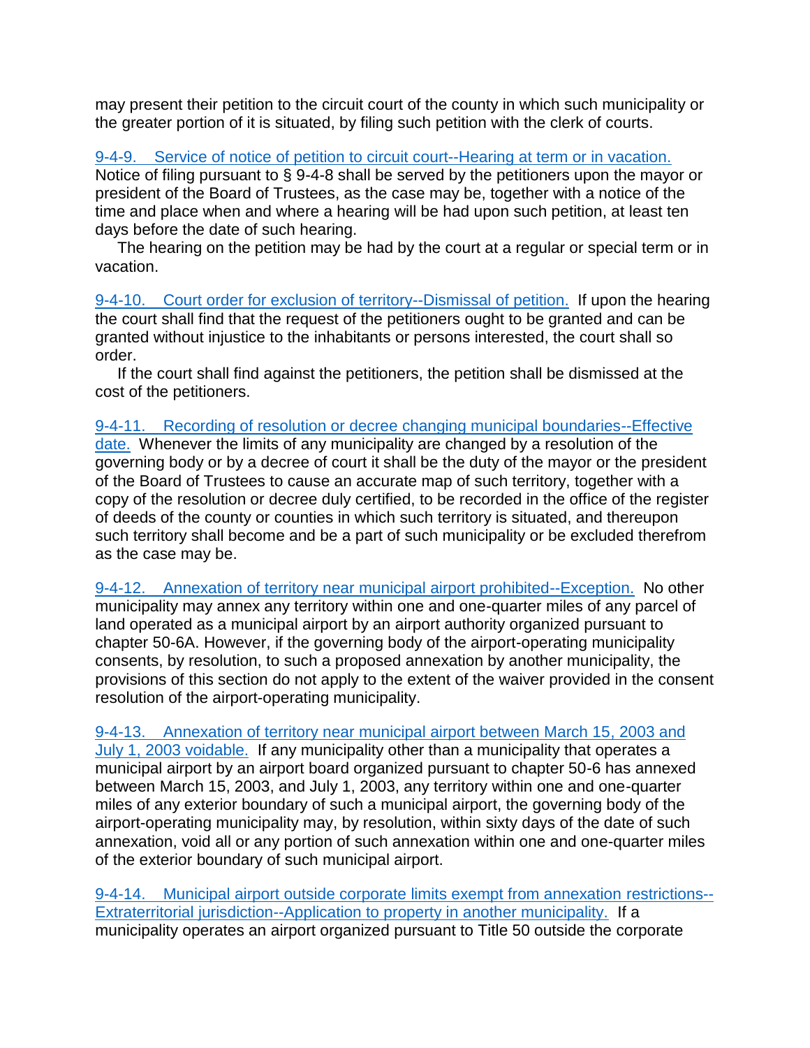may present their petition to the circuit court of the county in which such municipality or the greater portion of it is situated, by filing such petition with the clerk of courts.

9-4-9. Service of notice of petition to circuit court--Hearing at term or in vacation. Notice of filing pursuant to § 9-4-8 shall be served by the petitioners upon the mayor or president of the Board of Trustees, as the case may be, together with a notice of the time and place when and where a hearing will be had upon such petition, at least ten days before the date of such hearing.

The hearing on the petition may be had by the court at a regular or special term or in vacation.

9-4-10. Court order for exclusion of territory--Dismissal of petition. If upon the hearing the court shall find that the request of the petitioners ought to be granted and can be granted without injustice to the inhabitants or persons interested, the court shall so order.

If the court shall find against the petitioners, the petition shall be dismissed at the cost of the petitioners.

9-4-11. Recording of resolution or decree changing municipal boundaries--Effective date. Whenever the limits of any municipality are changed by a resolution of the governing body or by a decree of court it shall be the duty of the mayor or the president of the Board of Trustees to cause an accurate map of such territory, together with a copy of the resolution or decree duly certified, to be recorded in the office of the register of deeds of the county or counties in which such territory is situated, and thereupon such territory shall become and be a part of such municipality or be excluded therefrom as the case may be.

9-4-12. Annexation of territory near municipal airport prohibited--Exception. No other municipality may annex any territory within one and one-quarter miles of any parcel of land operated as a municipal airport by an airport authority organized pursuant to chapter 50-6A. However, if the governing body of the airport-operating municipality consents, by resolution, to such a proposed annexation by another municipality, the provisions of this section do not apply to the extent of the waiver provided in the consent resolution of the airport-operating municipality.

9-4-13. Annexation of territory near municipal airport between March 15, 2003 and July 1, 2003 voidable. If any municipality other than a municipality that operates a municipal airport by an airport board organized pursuant to chapter 50-6 has annexed between March 15, 2003, and July 1, 2003, any territory within one and one-quarter miles of any exterior boundary of such a municipal airport, the governing body of the airport-operating municipality may, by resolution, within sixty days of the date of such annexation, void all or any portion of such annexation within one and one-quarter miles of the exterior boundary of such municipal airport.

9-4-14. Municipal airport outside corporate limits exempt from annexation restrictions--Extraterritorial jurisdiction--Application to property in another municipality. If a municipality operates an airport organized pursuant to Title 50 outside the corporate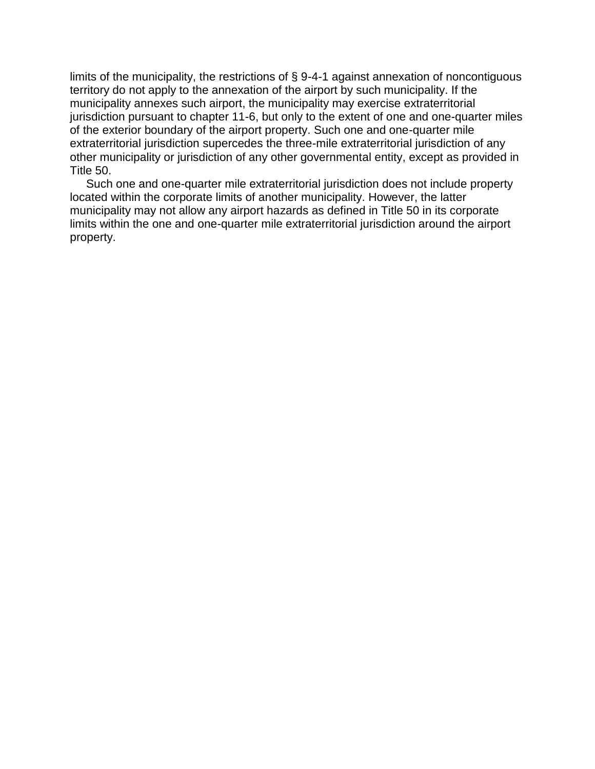limits of the municipality, the restrictions of § 9-4-1 against annexation of noncontiguous territory do not apply to the annexation of the airport by such municipality. If the municipality annexes such airport, the municipality may exercise extraterritorial jurisdiction pursuant to chapter 11-6, but only to the extent of one and one-quarter miles of the exterior boundary of the airport property. Such one and one-quarter mile extraterritorial jurisdiction supercedes the three-mile extraterritorial jurisdiction of any other municipality or jurisdiction of any other governmental entity, except as provided in Title 50.

Such one and one-quarter mile extraterritorial jurisdiction does not include property located within the corporate limits of another municipality. However, the latter municipality may not allow any airport hazards as defined in Title 50 in its corporate limits within the one and one-quarter mile extraterritorial jurisdiction around the airport property.